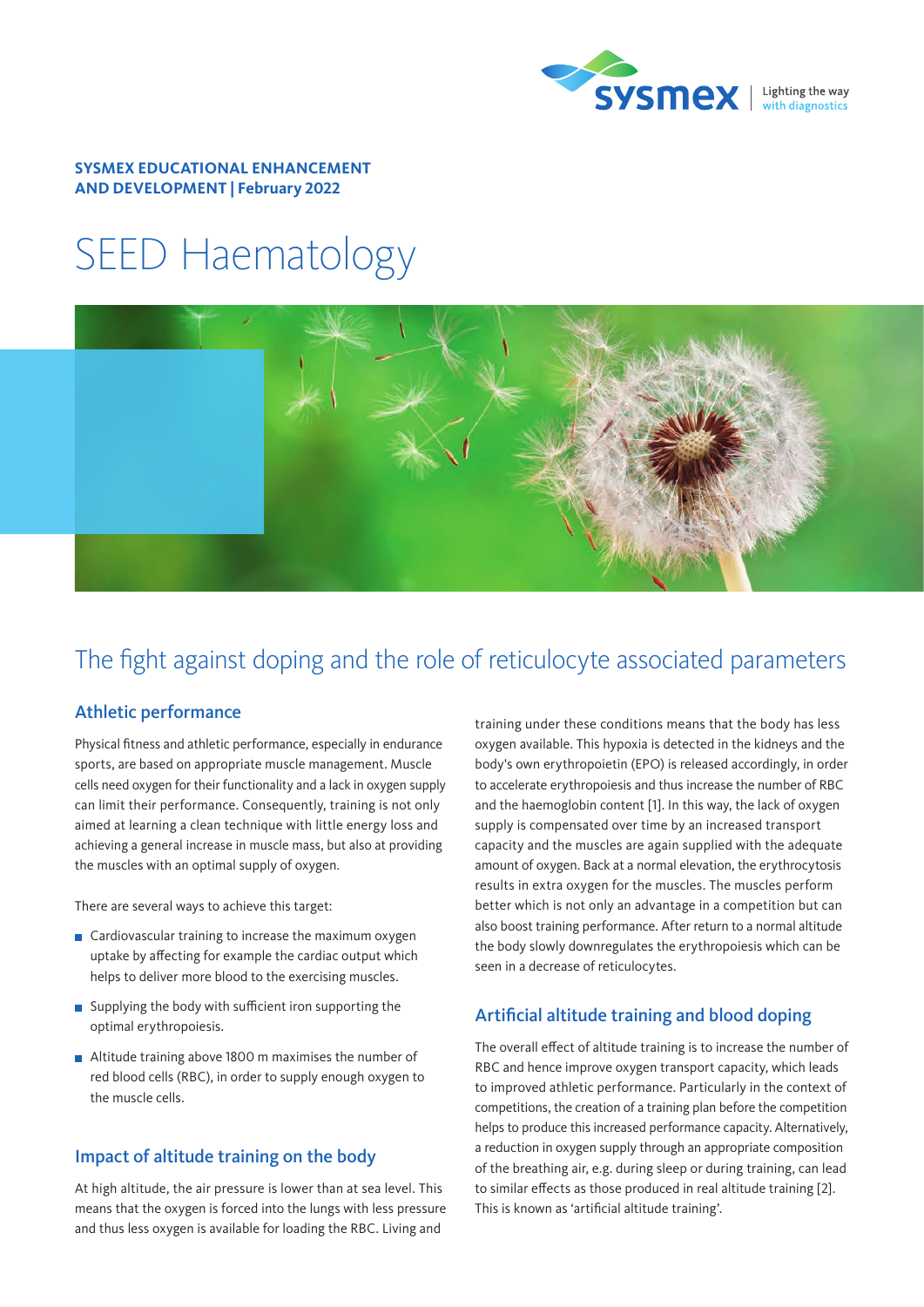**SYSMEX EDUCATIONAL ENHANCEMENT AND DEVELOPMENT | February 2022**

# SEED Haematology

## The fight against doping and the role of reticulocyte associated parameters

### Athletic performance

Physical fitness and athletic performance, especially in endurance sports, are based on appropriate muscle management. Muscle cells need oxygen for their functionality and a lack in oxygen supply can limit their performance. Consequently, training is not only aimed at learning a clean technique with little energy loss and achieving a general increase in muscle mass, but also at providing the muscles with an optimal supply of oxygen.

There are several ways to achieve this target:

- Cardiovascular training to increase the maximum oxygen uptake by affecting for example the cardiac output which helps to deliver more blood to the exercising muscles.
- Supplying the body with sufficient iron supporting the optimal erythropoiesis.
- Altitude training above 1800 m maximises the number of red blood cells (RBC), in order to supply enough oxygen to the muscle cells.

### Impact of altitude training on the body

At high altitude, the air pressure is lower than at sea level. This means that the oxygen is forced into the lungs with less pressure and thus less oxygen is available for loading the RBC. Living and training under these conditions means that the body has less oxygen available. This hypoxia is detected in the kidneys and the body's own erythropoietin (EPO) is released accordingly, in order to accelerate erythropoiesis and thus increase the number of RBC and the haemoglobin content [1]. In this way, the lack of oxygen supply is compensated over time by an increased transport capacity and the muscles are again supplied with the adequate amount of oxygen. Back at a normal elevation, the erythrocytosis results in extra oxygen for the muscles. The muscles perform better which is not only an advantage in a competition but can also boost training performance. After return to a normal altitude the body slowly downregulates the erythropoiesis which can be seen in a decrease of reticulocytes.

### Artificial altitude training and blood doping

The overall effect of altitude training is to increase the number of RBC and hence improve oxygen transport capacity, which leads to improved athletic performance. Particularly in the context of competitions, the creation of a training plan before the competition helps to produce this increased performance capacity. Alternatively, a reduction in oxygen supply through an appropriate composition of the breathing air, e.g. during sleep or during training, can lead to similar effects as those produced in real altitude training [2]. This is known as 'artificial altitude training'.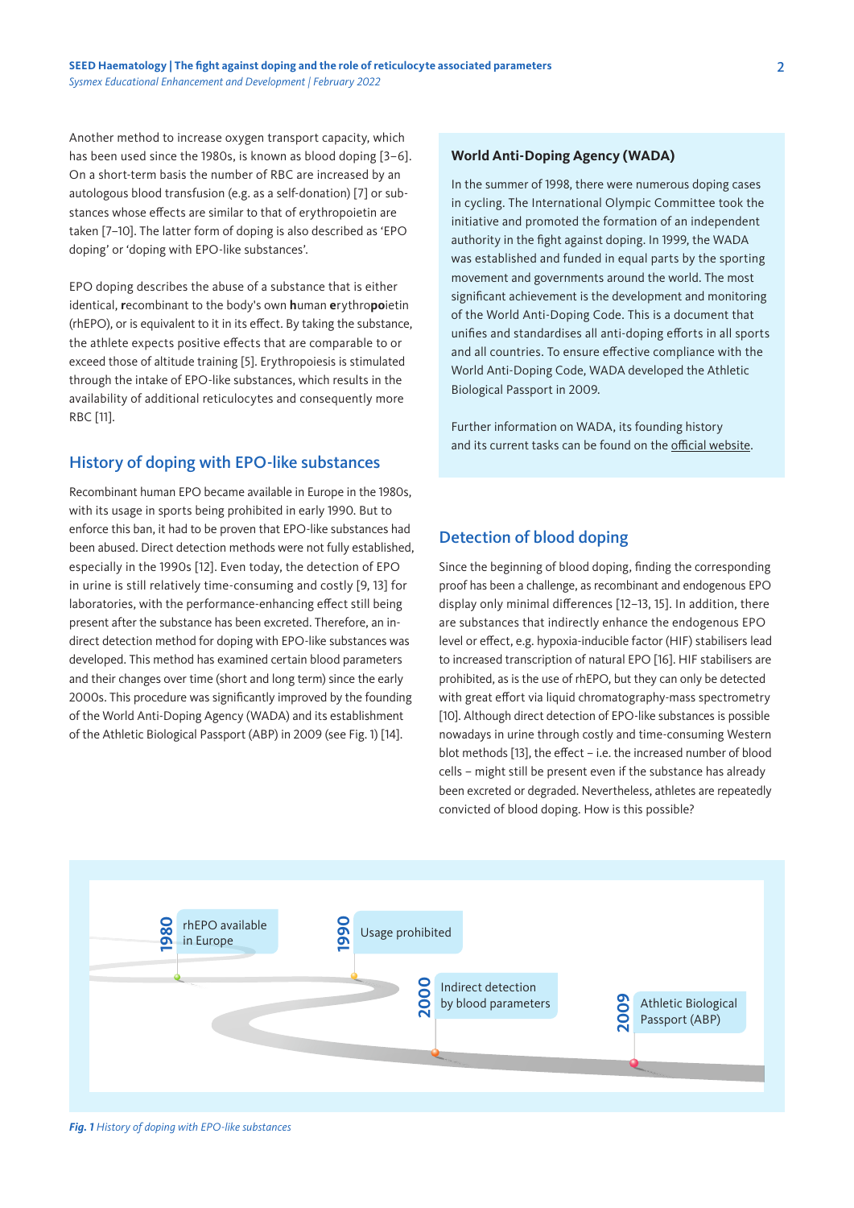Another method to increase oxygen transport capacity, which has been used since the 1980s, is known as blood doping [3–6]. On a short-term basis the number of RBC are increased by an autologous blood transfusion (e.g. as a self-donation) [7] or substances whose effects are similar to that of erythropoietin are taken [7–10]. The latter form of doping is also described as 'EPO doping' or 'doping with EPO-like substances'.

EPO doping describes the abuse of a substance that is either identical, **r**ecombinant to the body's own **h**uman **e**rythro**po**ietin (rhEPO), or is equivalent to it in its effect. By taking the substance, the athlete expects positive effects that are comparable to or exceed those of altitude training [5]. Erythropoiesis is stimulated through the intake of EPO-like substances, which results in the availability of additional reticulocytes and consequently more RBC [11].

## History of doping with EPO-like substances

Recombinant human EPO became available in Europe in the 1980s, with its usage in sports being prohibited in early 1990. But to enforce this ban, it had to be proven that EPO-like substances had been abused. Direct detection methods were not fully established, especially in the 1990s [12]. Even today, the detection of EPO in urine is still relatively time-consuming and costly [9, 13] for laboratories, with the performance-enhancing effect still being present after the substance has been excreted. Therefore, an indirect detection method for doping with EPO-like substances was developed. This method has examined certain blood parameters and their changes over time (short and long term) since the early 2000s. This procedure was significantly improved by the founding of the World Anti-Doping Agency (WADA) and its establishment of the Athletic Biological Passport (ABP) in 2009 (see Fig. 1) [14].

### World Anti-Doping Agency (WADA)

In the summer of 1998, there were numerous doping cases in cycling. The International Olympic Committee took the initiative and promoted the formation of an independent authority in the fight against doping. In 1999, the WADA was established and funded in equal parts by the sporting movement and governments around the world. The most significant achievement is the development and monitoring of the World Anti-Doping Code. This is a document that unifies and standardises all anti-doping efforts in all sports and all countries. To ensure effective compliance with the World Anti-Doping Code, WADA developed the Athletic Biological Passport in 2009.

Further information on WADA, its founding history and its current tasks can be found on the official website.

## Detection of blood doping

Since the beginning of blood doping, finding the corresponding proof has been a challenge, as recombinant and endogenous EPO display only minimal differences [12–13, 15]. In addition, there are substances that indirectly enhance the endogenous EPO level or effect, e.g. hypoxia-inducible factor (HIF) stabilisers lead to increased transcription of natural EPO [16]. HIF stabilisers are prohibited, as is the use of rhEPO, but they can only be detected with great effort via liquid chromatography-mass spectrometry [10]. Although direct detection of EPO-like substances is possible nowadays in urine through costly and time-consuming Western blot methods [13], the effect – i.e. the increased number of blood cells – might still be present even if the substance has already been excreted or degraded. Nevertheless, athletes are repeatedly convicted of blood doping. How is this possible?

1980 – rhEPO available in Europe
1990 – Usage prohibited
2000 – Indirect detection by blood parameters
2009 – Athletic Biological Passport (ABP)

*Fig. 1 History of doping with EPO-like substances*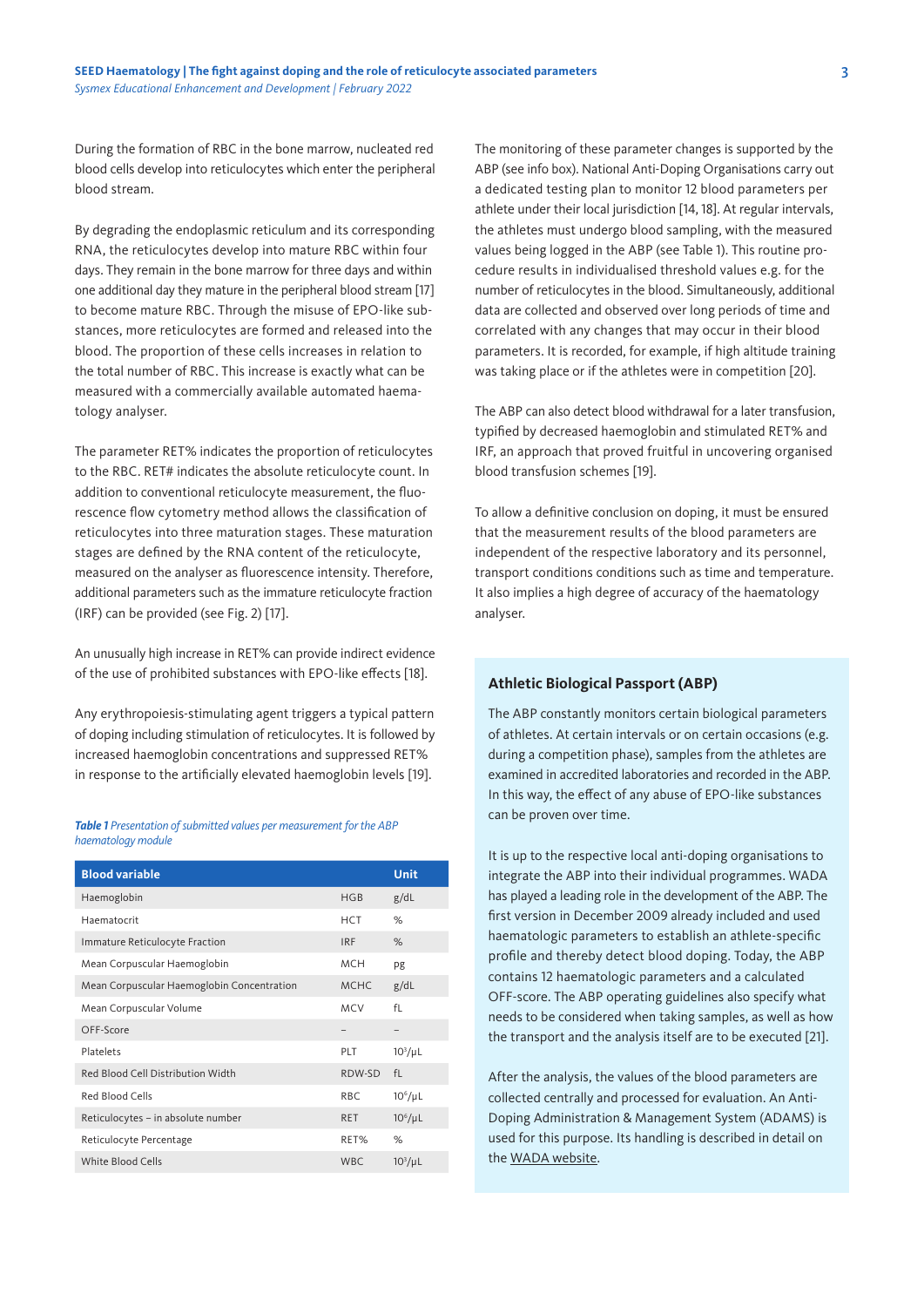During the formation of RBC in the bone marrow, nucleated red blood cells develop into reticulocytes which enter the peripheral blood stream.

By degrading the endoplasmic reticulum and its corresponding RNA, the reticulocytes develop into mature RBC within four days. They remain in the bone marrow for three days and within one additional day they mature in the peripheral blood stream [17] to become mature RBC. Through the misuse of EPO-like substances, more reticulocytes are formed and released into the blood. The proportion of these cells increases in relation to the total number of RBC. This increase is exactly what can be measured with a commercially available automated haematology analyser.

The parameter RET% indicates the proportion of reticulocytes to the RBC. RET# indicates the absolute reticulocyte count. In addition to conventional reticulocyte measurement, the fluorescence flow cytometry method allows the classification of reticulocytes into three maturation stages. These maturation stages are defined by the RNA content of the reticulocyte, measured on the analyser as fluorescence intensity. Therefore, additional parameters such as the immature reticulocyte fraction (IRF) can be provided (see Fig. 2) [17].

An unusually high increase in RET% can provide indirect evidence of the use of prohibited substances with EPO-like effects [18].

Any erythropoiesis-stimulating agent triggers a typical pattern of doping including stimulation of reticulocytes. It is followed by increased haemoglobin concentrations and suppressed RET% in response to the artificially elevated haemoglobin levels [19].

***Table 1*** *Presentation of submitted values per measurement for the ABP haematology module*

| Blood variable | | Unit |
|---|---|---|
| Haemoglobin | HGB | g/dL |
| Haematocrit | HCT | % |
| Immature Reticulocyte Fraction | IRF | % |
| Mean Corpuscular Haemoglobin | MCH | pg |
| Mean Corpuscular Haemoglobin Concentration | MCHC | g/dL |
| Mean Corpuscular Volume | MCV | fL |
| OFF-Score | – | – |
| Platelets | PLT | $10^3$/μL |
| Red Blood Cell Distribution Width | RDW-SD | fL |
| Red Blood Cells | RBC | $10^6$/μL |
| Reticulocytes – in absolute number | RET | $10^6$/μL |
| Reticulocyte Percentage | RET% | % |
| White Blood Cells | WBC | $10^3$/μL |

The monitoring of these parameter changes is supported by the ABP (see info box). National Anti-Doping Organisations carry out a dedicated testing plan to monitor 12 blood parameters per athlete under their local jurisdiction [14, 18]. At regular intervals, the athletes must undergo blood sampling, with the measured values being logged in the ABP (see Table 1). This routine procedure results in individualised threshold values e.g. for the number of reticulocytes in the blood. Simultaneously, additional data are collected and observed over long periods of time and correlated with any changes that may occur in their blood parameters. It is recorded, for example, if high altitude training was taking place or if the athletes were in competition [20].

The ABP can also detect blood withdrawal for a later transfusion, typified by decreased haemoglobin and stimulated RET% and IRF, an approach that proved fruitful in uncovering organised blood transfusion schemes [19].

To allow a definitive conclusion on doping, it must be ensured that the measurement results of the blood parameters are independent of the respective laboratory and its personnel, transport conditions conditions such as time and temperature. It also implies a high degree of accuracy of the haematology analyser.

### Athletic Biological Passport (ABP)

The ABP constantly monitors certain biological parameters of athletes. At certain intervals or on certain occasions (e.g. during a competition phase), samples from the athletes are examined in accredited laboratories and recorded in the ABP. In this way, the effect of any abuse of EPO-like substances can be proven over time.

It is up to the respective local anti-doping organisations to integrate the ABP into their individual programmes. WADA has played a leading role in the development of the ABP. The first version in December 2009 already included and used haematologic parameters to establish an athlete-specific profile and thereby detect blood doping. Today, the ABP contains 12 haematologic parameters and a calculated OFF-score. The ABP operating guidelines also specify what needs to be considered when taking samples, as well as how the transport and the analysis itself are to be executed [21].

After the analysis, the values of the blood parameters are collected centrally and processed for evaluation. An Anti-Doping Administration & Management System (ADAMS) is used for this purpose. Its handling is described in detail on the WADA website.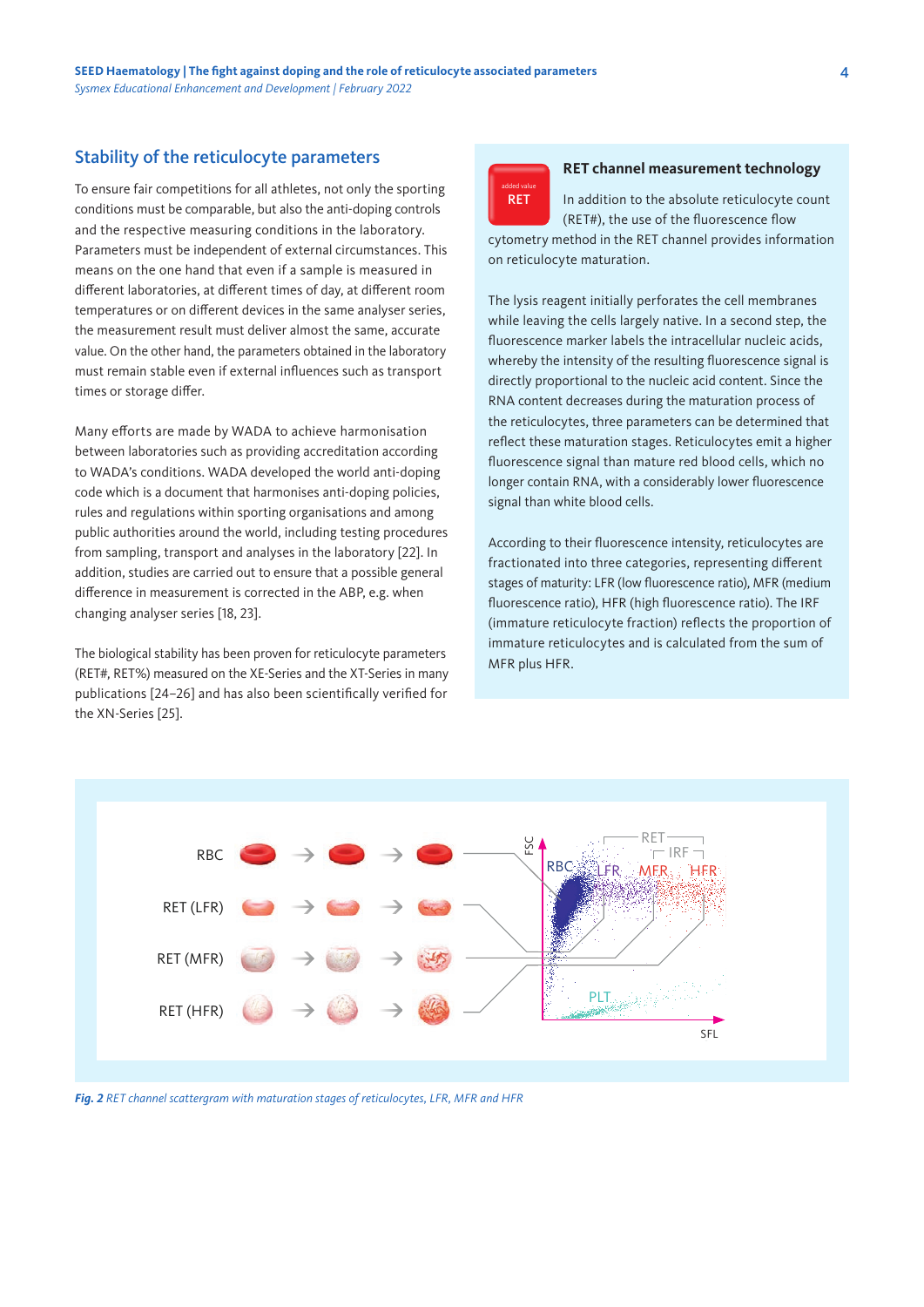## Stability of the reticulocyte parameters

To ensure fair competitions for all athletes, not only the sporting conditions must be comparable, but also the anti-doping controls and the respective measuring conditions in the laboratory. Parameters must be independent of external circumstances. This means on the one hand that even if a sample is measured in different laboratories, at different times of day, at different room temperatures or on different devices in the same analyser series, the measurement result must deliver almost the same, accurate value. On the other hand, the parameters obtained in the laboratory must remain stable even if external influences such as transport times or storage differ.

Many efforts are made by WADA to achieve harmonisation between laboratories such as providing accreditation according to WADA's conditions. WADA developed the world anti-doping code which is a document that harmonises anti-doping policies, rules and regulations within sporting organisations and among public authorities around the world, including testing procedures from sampling, transport and analyses in the laboratory [22]. In addition, studies are carried out to ensure that a possible general difference in measurement is corrected in the ABP, e.g. when changing analyser series [18, 23].

The biological stability has been proven for reticulocyte parameters (RET#, RET%) measured on the XE-Series and the XT-Series in many publications [24–26] and has also been scientifically verified for the XN-Series [25].

### RET channel measurement technology

In addition to the absolute reticulocyte count (RET#), the use of the fluorescence flow cytometry method in the RET channel provides information on reticulocyte maturation.

The lysis reagent initially perforates the cell membranes while leaving the cells largely native. In a second step, the fluorescence marker labels the intracellular nucleic acids, whereby the intensity of the resulting fluorescence signal is directly proportional to the nucleic acid content. Since the RNA content decreases during the maturation process of the reticulocytes, three parameters can be determined that reflect these maturation stages. Reticulocytes emit a higher fluorescence signal than mature red blood cells, which no longer contain RNA, with a considerably lower fluorescence signal than white blood cells.

According to their fluorescence intensity, reticulocytes are fractionated into three categories, representing different stages of maturity: LFR (low fluorescence ratio), MFR (medium fluorescence ratio), HFR (high fluorescence ratio). The IRF (immature reticulocyte fraction) reflects the proportion of immature reticulocytes and is calculated from the sum of MFR plus HFR.

*Fig. 2 RET channel scattergram with maturation stages of reticulocytes, LFR, MFR and HFR*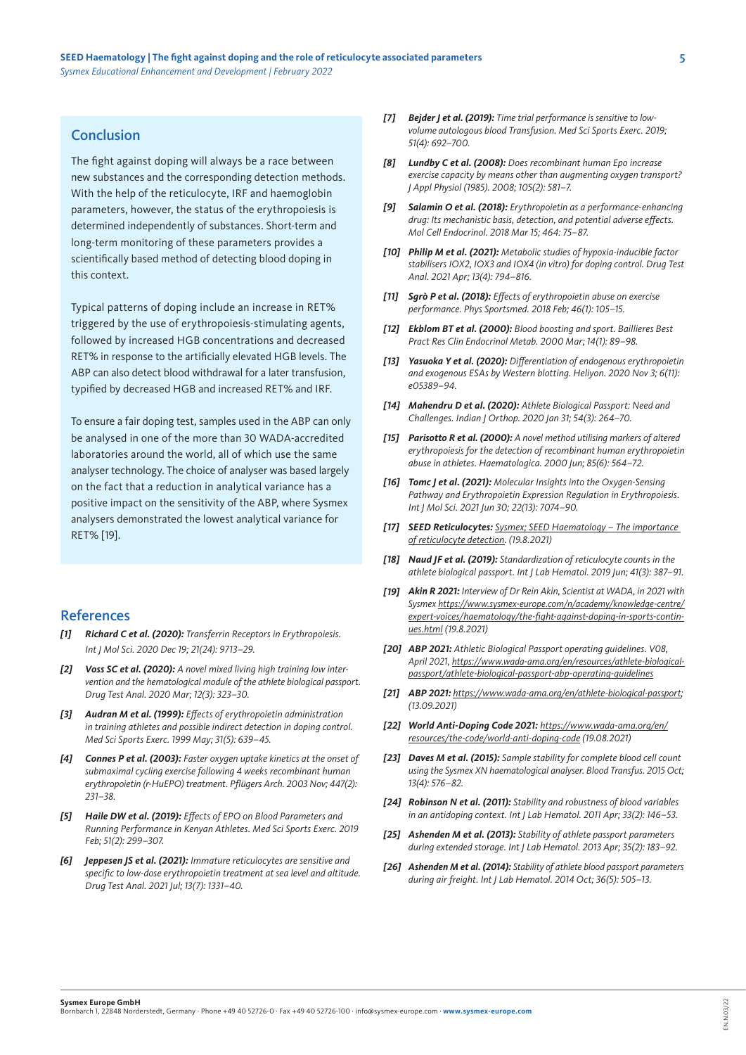## Conclusion

The fight against doping will always be a race between new substances and the corresponding detection methods. With the help of the reticulocyte, IRF and haemoglobin parameters, however, the status of the erythropoiesis is determined independently of substances. Short-term and long-term monitoring of these parameters provides a scientifically based method of detecting blood doping in this context.

Typical patterns of doping include an increase in RET% triggered by the use of erythropoiesis-stimulating agents, followed by increased HGB concentrations and decreased RET% in response to the artificially elevated HGB levels. The ABP can also detect blood withdrawal for a later transfusion, typified by decreased HGB and increased RET% and IRF.

To ensure a fair doping test, samples used in the ABP can only be analysed in one of the more than 30 WADA-accredited laboratories around the world, all of which use the same analyser technology. The choice of analyser was based largely on the fact that a reduction in analytical variance has a positive impact on the sensitivity of the ABP, where Sysmex analysers demonstrated the lowest analytical variance for RET% [19].

## References

*[1]* ***Richard C et al. (2020):*** *Transferrin Receptors in Erythropoiesis. Int J Mol Sci. 2020 Dec 19; 21(24): 9713–29.*

*[2]* ***Voss SC et al. (2020):*** *A novel mixed living high training low intervention and the hematological module of the athlete biological passport. Drug Test Anal. 2020 Mar; 12(3): 323–30.*

*[3]* ***Audran M et al. (1999):*** *Effects of erythropoietin administration in training athletes and possible indirect detection in doping control. Med Sci Sports Exerc. 1999 May; 31(5): 639–45.*

*[4]* ***Connes P et al. (2003):*** *Faster oxygen uptake kinetics at the onset of submaximal cycling exercise following 4 weeks recombinant human erythropoietin (r-HuEPO) treatment. Pflügers Arch. 2003 Nov; 447(2): 231–38.*

*[5]* ***Haile DW et al. (2019):*** *Effects of EPO on Blood Parameters and Running Performance in Kenyan Athletes. Med Sci Sports Exerc. 2019 Feb; 51(2): 299–307.*

*[6]* ***Jeppesen JS et al. (2021):*** *Immature reticulocytes are sensitive and specific to low-dose erythropoietin treatment at sea level and altitude. Drug Test Anal. 2021 Jul; 13(7): 1331–40.*

*[7]* ***Bejder J et al. (2019):*** *Time trial performance is sensitive to low-volume autologous blood Transfusion. Med Sci Sports Exerc. 2019; 51(4): 692–700.*

*[8]* ***Lundby C et al. (2008):*** *Does recombinant human Epo increase exercise capacity by means other than augmenting oxygen transport? J Appl Physiol (1985). 2008; 105(2): 581–7.*

*[9]* ***Salamin O et al. (2018):*** *Erythropoietin as a performance-enhancing drug: Its mechanistic basis, detection, and potential adverse effects. Mol Cell Endocrinol. 2018 Mar 15; 464: 75–87.*

*[10]* ***Philip M et al. (2021):*** *Metabolic studies of hypoxia-inducible factor stabilisers IOX2, IOX3 and IOX4 (in vitro) for doping control. Drug Test Anal. 2021 Apr; 13(4): 794–816.*

*[11]* ***Sgrò P et al. (2018):*** *Effects of erythropoietin abuse on exercise performance. Phys Sportsmed. 2018 Feb; 46(1): 105–15.*

*[12]* ***Ekblom BT et al. (2000):*** *Blood boosting and sport. Baillieres Best Pract Res Clin Endocrinol Metab. 2000 Mar; 14(1): 89–98.*

*[13]* ***Yasuoka Y et al. (2020):*** *Differentiation of endogenous erythropoietin and exogenous ESAs by Western blotting. Heliyon. 2020 Nov 3; 6(11): e05389–94.*

*[14]* ***Mahendru D et al. (2020):*** *Athlete Biological Passport: Need and Challenges. Indian J Orthop. 2020 Jan 31; 54(3): 264–70.*

*[15]* ***Parisotto R et al. (2000):*** *A novel method utilising markers of altered erythropoiesis for the detection of recombinant human erythropoietin abuse in athletes. Haematologica. 2000 Jun; 85(6): 564–72.*

*[16]* ***Tomc J et al. (2021):*** *Molecular Insights into the Oxygen-Sensing Pathway and Erythropoietin Expression Regulation in Erythropoiesis. Int J Mol Sci. 2021 Jun 30; 22(13): 7074–90.*

*[17]* ***SEED Reticulocytes:*** *Sysmex; SEED Haematology – The importance of reticulocyte detection. (19.8.2021)*

*[18]* ***Naud JF et al. (2019):*** *Standardization of reticulocyte counts in the athlete biological passport. Int J Lab Hematol. 2019 Jun; 41(3): 387–91.*

*[19]* ***Akin R 2021:*** *Interview of Dr Rein Akin, Scientist at WADA, in 2021 with Sysmex https://www.sysmex-europe.com/n/academy/knowledge-centre/expert-voices/haematology/the-fight-against-doping-in-sports-continues.html (19.8.2021)*

*[20]* ***ABP 2021:*** *Athletic Biological Passport operating guidelines. V08, April 2021, https://www.wada-ama.org/en/resources/athlete-biological-passport/athlete-biological-passport-abp-operating-guidelines*

*[21]* ***ABP 2021:*** *https://www.wada-ama.org/en/athlete-biological-passport; (13.09.2021)*

*[22]* ***World Anti-Doping Code 2021:*** *https://www.wada-ama.org/en/resources/the-code/world-anti-doping-code (19.08.2021)*

*[23]* ***Daves M et al. (2015):*** *Sample stability for complete blood cell count using the Sysmex XN haematological analyser. Blood Transfus. 2015 Oct; 13(4): 576–82.*

*[24]* ***Robinson N et al. (2011):*** *Stability and robustness of blood variables in an antidoping context. Int J Lab Hematol. 2011 Apr; 33(2): 146–53.*

*[25]* ***Ashenden M et al. (2013):*** *Stability of athlete passport parameters during extended storage. Int J Lab Hematol. 2013 Apr; 35(2): 183–92.*

*[26]* ***Ashenden M et al. (2014):*** *Stability of athlete blood passport parameters during air freight. Int J Lab Hematol. 2014 Oct; 36(5): 505–13.*

**Sysmex Europe GmbH**
Bornbarch 1, 22848 Norderstedt, Germany · Phone +49 40 52726-0 · Fax +49 40 52726-100 · info@sysmex-europe.com · **www.sysmex-europe.com**

EN.N.03/22